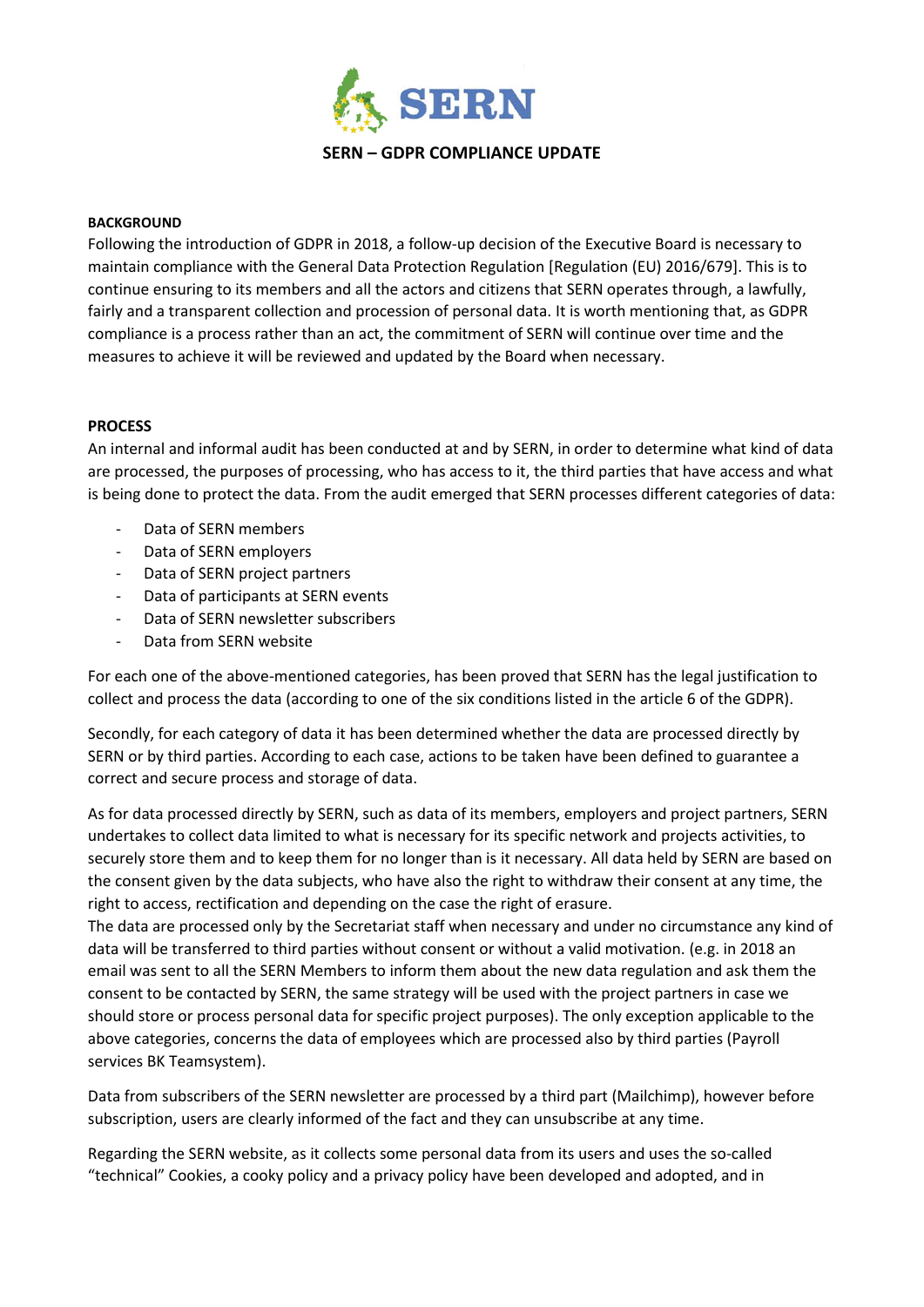# SERN – GDPR COMPLIANCE UPDATE

**BACKGROUND**

Following the introduction of GDPR in 2018, a follow-up decision of the Executive Board is necessary to maintain compliance with the General Data Protection Regulation [Regulation (EU) 2016/679]. This is to continue ensuring to its members and all the actors and citizens that SERN operates through, a lawfully, fairly and a transparent collection and procession of personal data. It is worth mentioning that, as GDPR compliance is a process rather than an act, the commitment of SERN will continue over time and the measures to achieve it will be reviewed and updated by the Board when necessary.

**PROCESS**

An internal and informal audit has been conducted at and by SERN, in order to determine what kind of data are processed, the purposes of processing, who has access to it, the third parties that have access and what is being done to protect the data. From the audit emerged that SERN processes different categories of data:

- Data of SERN members
- Data of SERN employers
- Data of SERN project partners
- Data of participants at SERN events
- Data of SERN newsletter subscribers
- Data from SERN website

For each one of the above-mentioned categories, has been proved that SERN has the legal justification to collect and process the data (according to one of the six conditions listed in the article 6 of the GDPR).

Secondly, for each category of data it has been determined whether the data are processed directly by SERN or by third parties. According to each case, actions to be taken have been defined to guarantee a correct and secure process and storage of data.

As for data processed directly by SERN, such as data of its members, employers and project partners, SERN undertakes to collect data limited to what is necessary for its specific network and projects activities, to securely store them and to keep them for no longer than is it necessary. All data held by SERN are based on the consent given by the data subjects, who have also the right to withdraw their consent at any time, the right to access, rectification and depending on the case the right of erasure.
The data are processed only by the Secretariat staff when necessary and under no circumstance any kind of data will be transferred to third parties without consent or without a valid motivation. (e.g. in 2018 an email was sent to all the SERN Members to inform them about the new data regulation and ask them the consent to be contacted by SERN, the same strategy will be used with the project partners in case we should store or process personal data for specific project purposes). The only exception applicable to the above categories, concerns the data of employees which are processed also by third parties (Payroll services BK Teamsystem).

Data from subscribers of the SERN newsletter are processed by a third part (Mailchimp), however before subscription, users are clearly informed of the fact and they can unsubscribe at any time.

Regarding the SERN website, as it collects some personal data from its users and uses the so-called "technical" Cookies, a cooky policy and a privacy policy have been developed and adopted, and in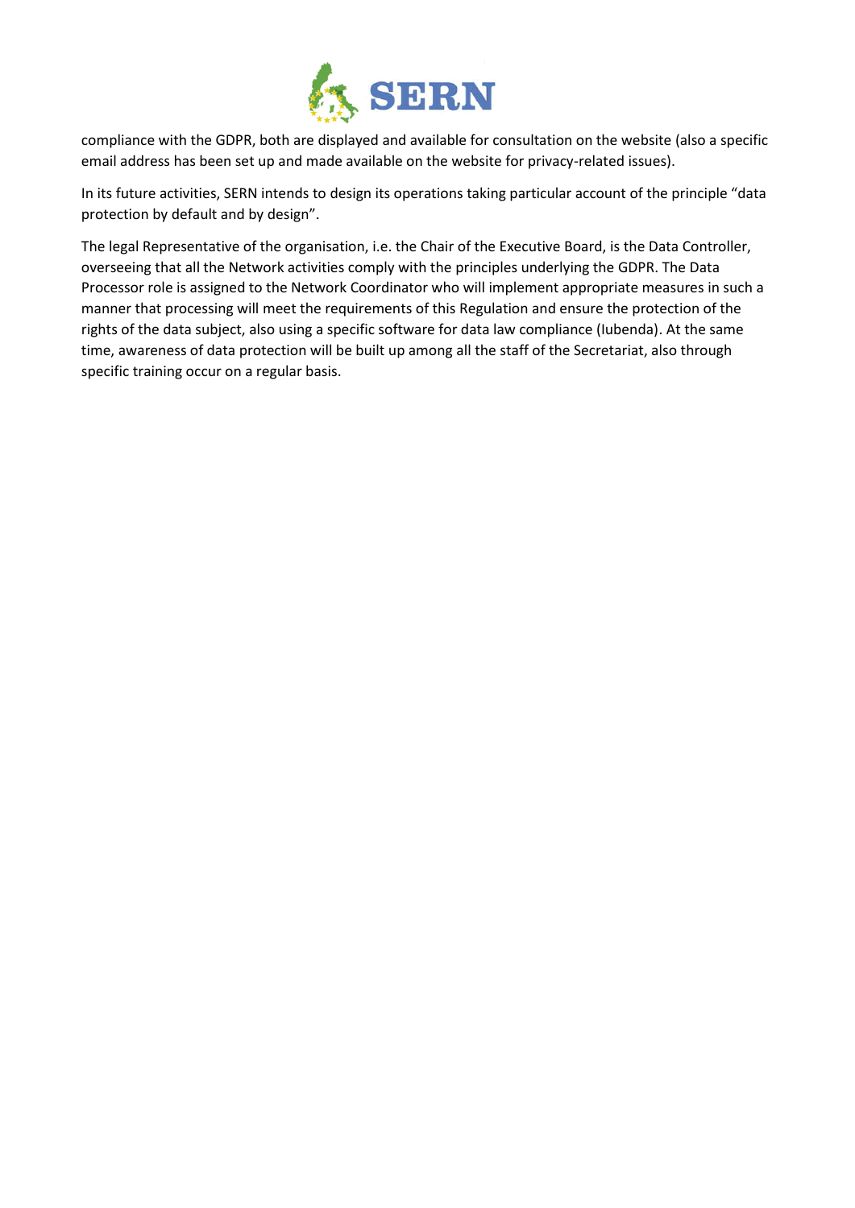compliance with the GDPR, both are displayed and available for consultation on the website (also a specific email address has been set up and made available on the website for privacy-related issues).

In its future activities, SERN intends to design its operations taking particular account of the principle "data protection by default and by design".

The legal Representative of the organisation, i.e. the Chair of the Executive Board, is the Data Controller, overseeing that all the Network activities comply with the principles underlying the GDPR. The Data Processor role is assigned to the Network Coordinator who will implement appropriate measures in such a manner that processing will meet the requirements of this Regulation and ensure the protection of the rights of the data subject, also using a specific software for data law compliance (Iubenda). At the same time, awareness of data protection will be built up among all the staff of the Secretariat, also through specific training occur on a regular basis.